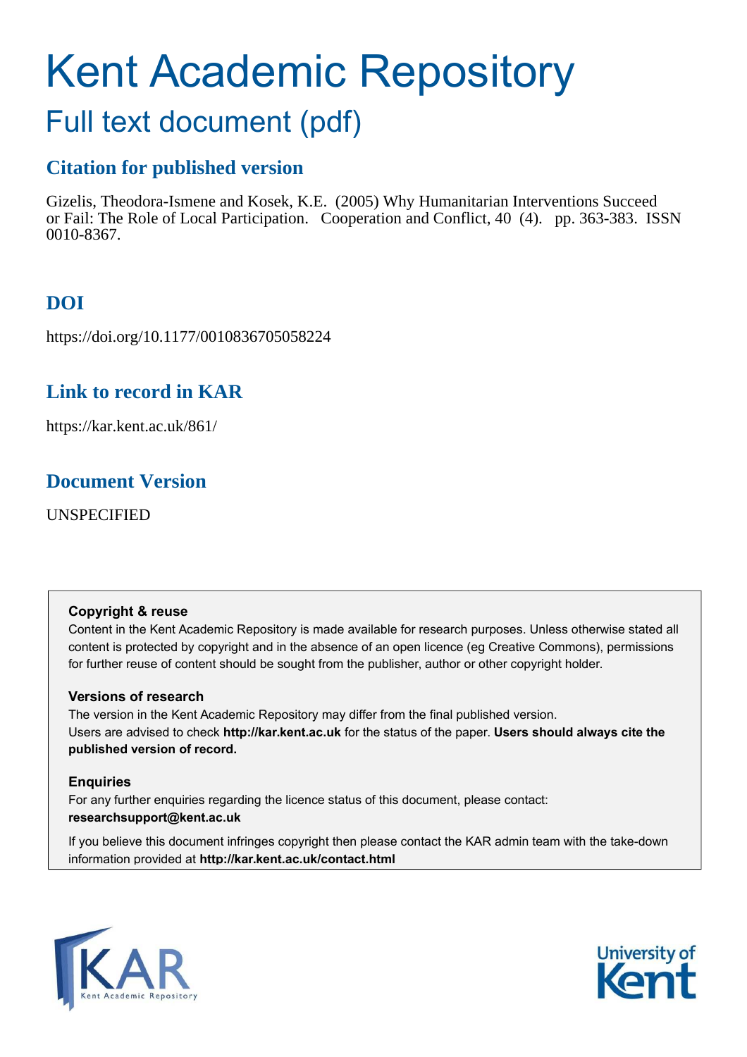# Kent Academic Repository

## Full text document (pdf)

### Citation for published version

Gizelis, Theodora-Ismene and Kosek, K.E. (2005) Why Humanitarian Interventions Succeed or Fail: The Role of Local Participation. Cooperation and Conflict, 40 (4). pp. 363-383. ISSN 0010-8367.

### DOI

https://doi.org/10.1177/0010836705058224

### Link to record in KAR

https://kar.kent.ac.uk/861/

### Document Version

UNSPECIFIED

**Copyright & reuse**

Content in the Kent Academic Repository is made available for research purposes. Unless otherwise stated all content is protected by copyright and in the absence of an open licence (eg Creative Commons), permissions for further reuse of content should be sought from the publisher, author or other copyright holder.

**Versions of research**

The version in the Kent Academic Repository may differ from the final published version.
Users are advised to check **http://kar.kent.ac.uk** for the status of the paper. **Users should always cite the published version of record.**

**Enquiries**

For any further enquiries regarding the licence status of this document, please contact:
**researchsupport@kent.ac.uk**

If you believe this document infringes copyright then please contact the KAR admin team with the take-down information provided at **http://kar.kent.ac.uk/contact.html**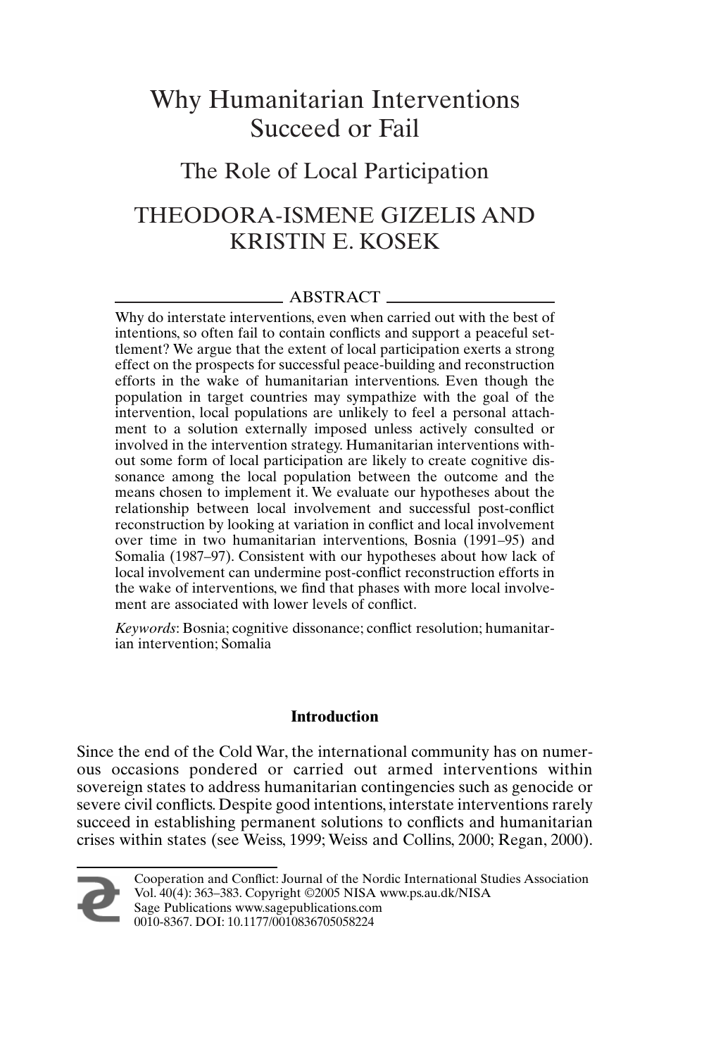# Why Humanitarian Interventions Succeed or Fail

## The Role of Local Participation

THEODORA-ISMENE GIZELIS AND KRISTIN E. KOSEK

### ABSTRACT

Why do interstate interventions, even when carried out with the best of intentions, so often fail to contain conflicts and support a peaceful settlement? We argue that the extent of local participation exerts a strong effect on the prospects for successful peace-building and reconstruction efforts in the wake of humanitarian interventions. Even though the population in target countries may sympathize with the goal of the intervention, local populations are unlikely to feel a personal attachment to a solution externally imposed unless actively consulted or involved in the intervention strategy. Humanitarian interventions without some form of local participation are likely to create cognitive dissonance among the local population between the outcome and the means chosen to implement it. We evaluate our hypotheses about the relationship between local involvement and successful post-conflict reconstruction by looking at variation in conflict and local involvement over time in two humanitarian interventions, Bosnia (1991–95) and Somalia (1987–97). Consistent with our hypotheses about how lack of local involvement can undermine post-conflict reconstruction efforts in the wake of interventions, we find that phases with more local involvement are associated with lower levels of conflict.

*Keywords*: Bosnia; cognitive dissonance; conflict resolution; humanitarian intervention; Somalia

### Introduction

Since the end of the Cold War, the international community has on numerous occasions pondered or carried out armed interventions within sovereign states to address humanitarian contingencies such as genocide or severe civil conflicts. Despite good intentions, interstate interventions rarely succeed in establishing permanent solutions to conflicts and humanitarian crises within states (see Weiss, 1999; Weiss and Collins, 2000; Regan, 2000).

Cooperation and Conflict: Journal of the Nordic International Studies Association Vol. 40(4): 363–383. Copyright ©2005 NISA www.ps.au.dk/NISA Sage Publications www.sagepublications.com 0010-8367. DOI: 10.1177/0010836705058224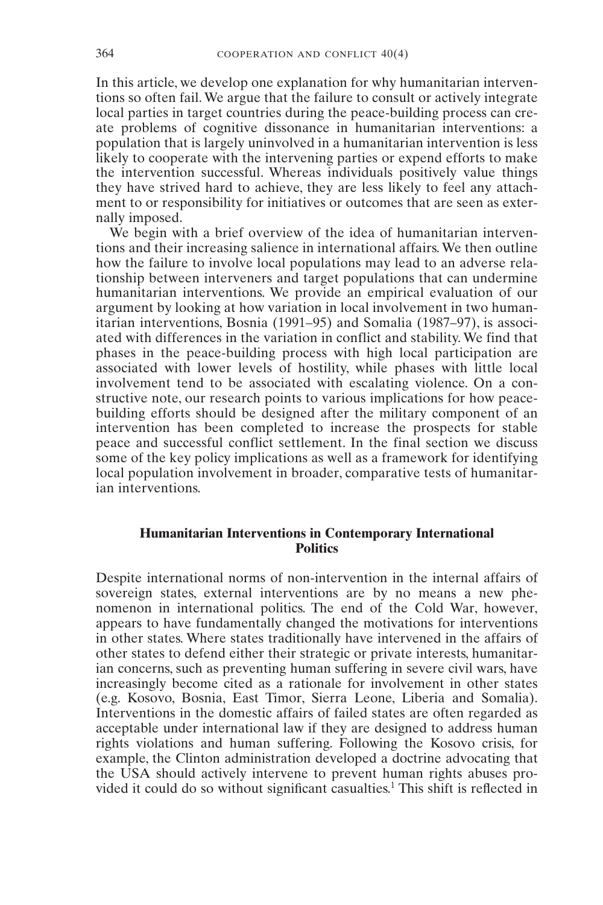In this article, we develop one explanation for why humanitarian interventions so often fail. We argue that the failure to consult or actively integrate local parties in target countries during the peace-building process can create problems of cognitive dissonance in humanitarian interventions: a population that is largely uninvolved in a humanitarian intervention is less likely to cooperate with the intervening parties or expend efforts to make the intervention successful. Whereas individuals positively value things they have strived hard to achieve, they are less likely to feel any attachment to or responsibility for initiatives or outcomes that are seen as externally imposed.

We begin with a brief overview of the idea of humanitarian interventions and their increasing salience in international affairs. We then outline how the failure to involve local populations may lead to an adverse relationship between interveners and target populations that can undermine humanitarian interventions. We provide an empirical evaluation of our argument by looking at how variation in local involvement in two humanitarian interventions, Bosnia (1991–95) and Somalia (1987–97), is associated with differences in the variation in conflict and stability. We find that phases in the peace-building process with high local participation are associated with lower levels of hostility, while phases with little local involvement tend to be associated with escalating violence. On a constructive note, our research points to various implications for how peace-building efforts should be designed after the military component of an intervention has been completed to increase the prospects for stable peace and successful conflict settlement. In the final section we discuss some of the key policy implications as well as a framework for identifying local population involvement in broader, comparative tests of humanitarian interventions.

## Humanitarian Interventions in Contemporary International Politics

Despite international norms of non-intervention in the internal affairs of sovereign states, external interventions are by no means a new phenomenon in international politics. The end of the Cold War, however, appears to have fundamentally changed the motivations for interventions in other states. Where states traditionally have intervened in the affairs of other states to defend either their strategic or private interests, humanitarian concerns, such as preventing human suffering in severe civil wars, have increasingly become cited as a rationale for involvement in other states (e.g. Kosovo, Bosnia, East Timor, Sierra Leone, Liberia and Somalia). Interventions in the domestic affairs of failed states are often regarded as acceptable under international law if they are designed to address human rights violations and human suffering. Following the Kosovo crisis, for example, the Clinton administration developed a doctrine advocating that the USA should actively intervene to prevent human rights abuses provided it could do so without significant casualties.[1] This shift is reflected in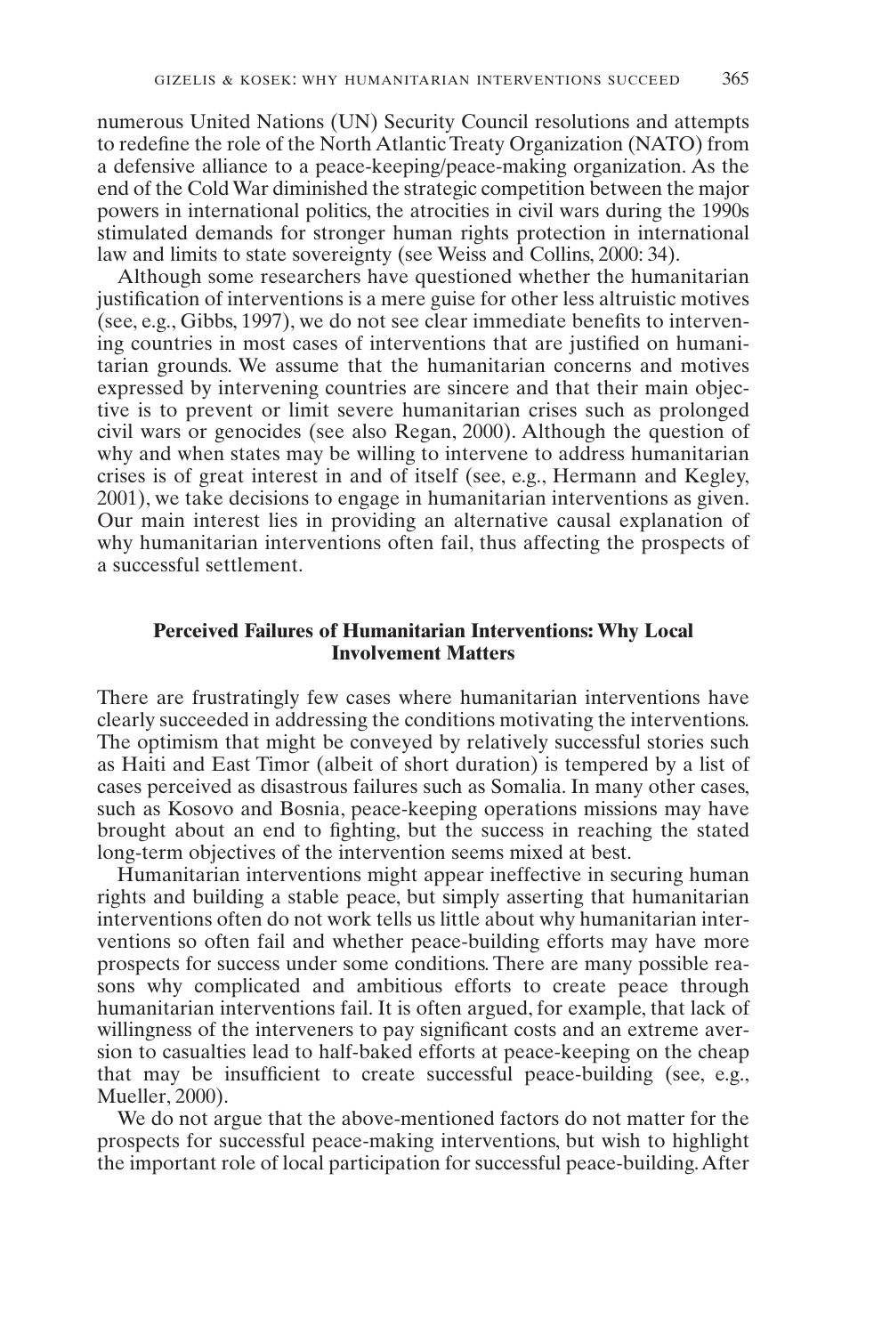numerous United Nations (UN) Security Council resolutions and attempts to redefine the role of the North Atlantic Treaty Organization (NATO) from a defensive alliance to a peace-keeping/peace-making organization. As the end of the Cold War diminished the strategic competition between the major powers in international politics, the atrocities in civil wars during the 1990s stimulated demands for stronger human rights protection in international law and limits to state sovereignty (see Weiss and Collins, 2000: 34).

Although some researchers have questioned whether the humanitarian justification of interventions is a mere guise for other less altruistic motives (see, e.g., Gibbs, 1997), we do not see clear immediate benefits to intervening countries in most cases of interventions that are justified on humanitarian grounds. We assume that the humanitarian concerns and motives expressed by intervening countries are sincere and that their main objective is to prevent or limit severe humanitarian crises such as prolonged civil wars or genocides (see also Regan, 2000). Although the question of why and when states may be willing to intervene to address humanitarian crises is of great interest in and of itself (see, e.g., Hermann and Kegley, 2001), we take decisions to engage in humanitarian interventions as given. Our main interest lies in providing an alternative causal explanation of why humanitarian interventions often fail, thus affecting the prospects of a successful settlement.

## Perceived Failures of Humanitarian Interventions: Why Local Involvement Matters

There are frustratingly few cases where humanitarian interventions have clearly succeeded in addressing the conditions motivating the interventions. The optimism that might be conveyed by relatively successful stories such as Haiti and East Timor (albeit of short duration) is tempered by a list of cases perceived as disastrous failures such as Somalia. In many other cases, such as Kosovo and Bosnia, peace-keeping operations missions may have brought about an end to fighting, but the success in reaching the stated long-term objectives of the intervention seems mixed at best.

Humanitarian interventions might appear ineffective in securing human rights and building a stable peace, but simply asserting that humanitarian interventions often do not work tells us little about why humanitarian interventions so often fail and whether peace-building efforts may have more prospects for success under some conditions. There are many possible reasons why complicated and ambitious efforts to create peace through humanitarian interventions fail. It is often argued, for example, that lack of willingness of the interveners to pay significant costs and an extreme aversion to casualties lead to half-baked efforts at peace-keeping on the cheap that may be insufficient to create successful peace-building (see, e.g., Mueller, 2000).

We do not argue that the above-mentioned factors do not matter for the prospects for successful peace-making interventions, but wish to highlight the important role of local participation for successful peace-building. After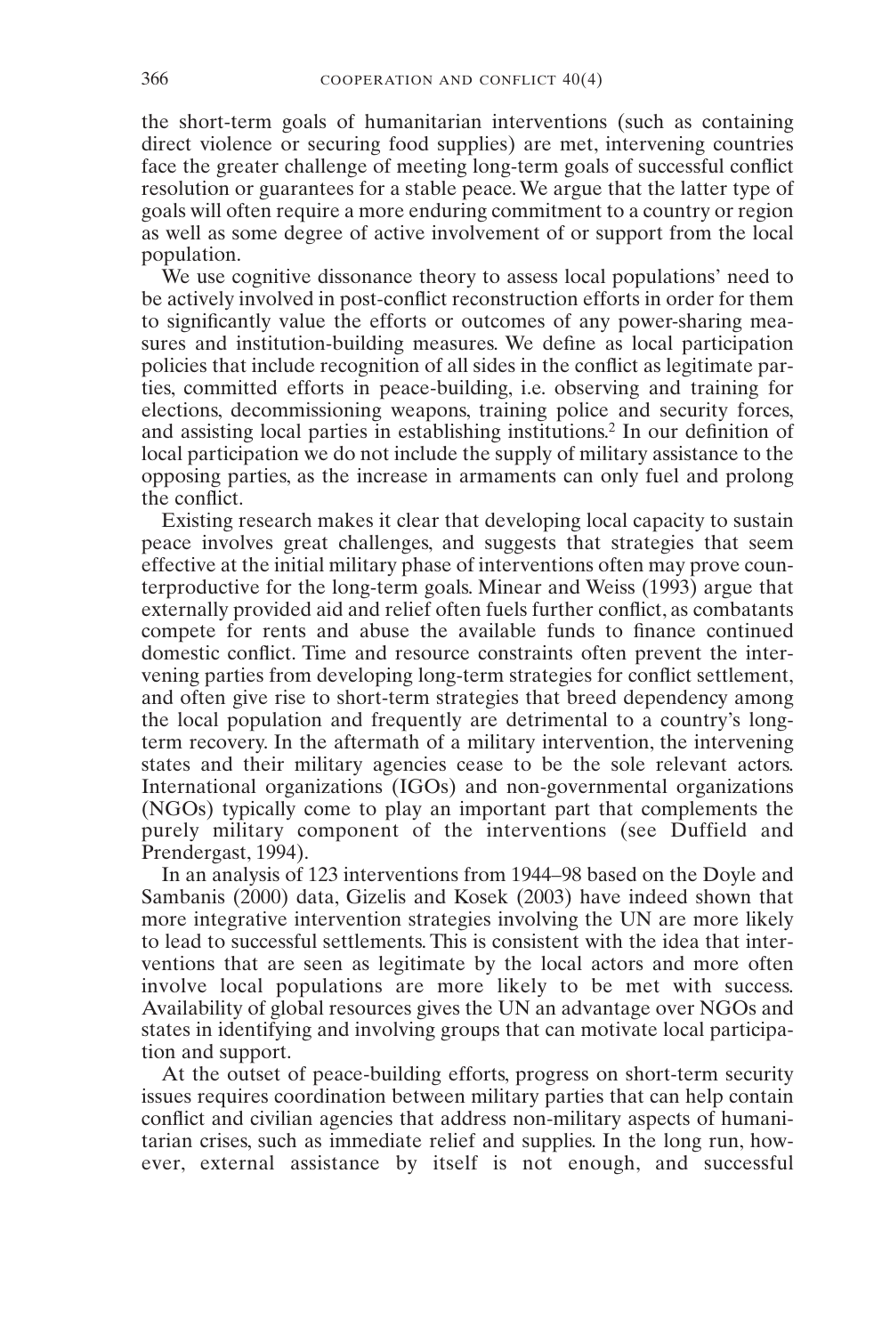the short-term goals of humanitarian interventions (such as containing direct violence or securing food supplies) are met, intervening countries face the greater challenge of meeting long-term goals of successful conflict resolution or guarantees for a stable peace. We argue that the latter type of goals will often require a more enduring commitment to a country or region as well as some degree of active involvement of or support from the local population.

We use cognitive dissonance theory to assess local populations' need to be actively involved in post-conflict reconstruction efforts in order for them to significantly value the efforts or outcomes of any power-sharing measures and institution-building measures. We define as local participation policies that include recognition of all sides in the conflict as legitimate parties, committed efforts in peace-building, i.e. observing and training for elections, decommissioning weapons, training police and security forces, and assisting local parties in establishing institutions.[2] In our definition of local participation we do not include the supply of military assistance to the opposing parties, as the increase in armaments can only fuel and prolong the conflict.

Existing research makes it clear that developing local capacity to sustain peace involves great challenges, and suggests that strategies that seem effective at the initial military phase of interventions often may prove counterproductive for the long-term goals. Minear and Weiss (1993) argue that externally provided aid and relief often fuels further conflict, as combatants compete for rents and abuse the available funds to finance continued domestic conflict. Time and resource constraints often prevent the intervening parties from developing long-term strategies for conflict settlement, and often give rise to short-term strategies that breed dependency among the local population and frequently are detrimental to a country's long-term recovery. In the aftermath of a military intervention, the intervening states and their military agencies cease to be the sole relevant actors. International organizations (IGOs) and non-governmental organizations (NGOs) typically come to play an important part that complements the purely military component of the interventions (see Duffield and Prendergast, 1994).

In an analysis of 123 interventions from 1944–98 based on the Doyle and Sambanis (2000) data, Gizelis and Kosek (2003) have indeed shown that more integrative intervention strategies involving the UN are more likely to lead to successful settlements. This is consistent with the idea that interventions that are seen as legitimate by the local actors and more often involve local populations are more likely to be met with success. Availability of global resources gives the UN an advantage over NGOs and states in identifying and involving groups that can motivate local participation and support.

At the outset of peace-building efforts, progress on short-term security issues requires coordination between military parties that can help contain conflict and civilian agencies that address non-military aspects of humanitarian crises, such as immediate relief and supplies. In the long run, however, external assistance by itself is not enough, and successful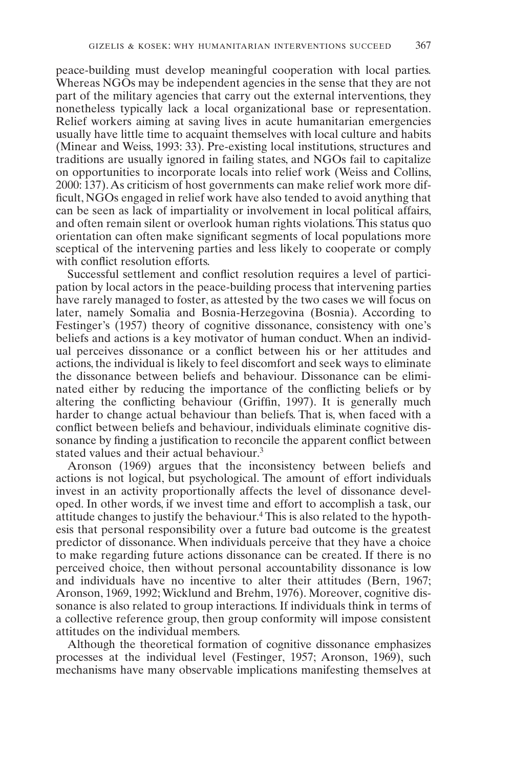peace-building must develop meaningful cooperation with local parties. Whereas NGOs may be independent agencies in the sense that they are not part of the military agencies that carry out the external interventions, they nonetheless typically lack a local organizational base or representation. Relief workers aiming at saving lives in acute humanitarian emergencies usually have little time to acquaint themselves with local culture and habits (Minear and Weiss, 1993: 33). Pre-existing local institutions, structures and traditions are usually ignored in failing states, and NGOs fail to capitalize on opportunities to incorporate locals into relief work (Weiss and Collins, 2000: 137). As criticism of host governments can make relief work more difficult, NGOs engaged in relief work have also tended to avoid anything that can be seen as lack of impartiality or involvement in local political affairs, and often remain silent or overlook human rights violations. This status quo orientation can often make significant segments of local populations more sceptical of the intervening parties and less likely to cooperate or comply with conflict resolution efforts.

Successful settlement and conflict resolution requires a level of participation by local actors in the peace-building process that intervening parties have rarely managed to foster, as attested by the two cases we will focus on later, namely Somalia and Bosnia-Herzegovina (Bosnia). According to Festinger's (1957) theory of cognitive dissonance, consistency with one's beliefs and actions is a key motivator of human conduct. When an individual perceives dissonance or a conflict between his or her attitudes and actions, the individual is likely to feel discomfort and seek ways to eliminate the dissonance between beliefs and behaviour. Dissonance can be eliminated either by reducing the importance of the conflicting beliefs or by altering the conflicting behaviour (Griffin, 1997). It is generally much harder to change actual behaviour than beliefs. That is, when faced with a conflict between beliefs and behaviour, individuals eliminate cognitive dissonance by finding a justification to reconcile the apparent conflict between stated values and their actual behaviour.[3]

Aronson (1969) argues that the inconsistency between beliefs and actions is not logical, but psychological. The amount of effort individuals invest in an activity proportionally affects the level of dissonance developed. In other words, if we invest time and effort to accomplish a task, our attitude changes to justify the behaviour.[4] This is also related to the hypothesis that personal responsibility over a future bad outcome is the greatest predictor of dissonance. When individuals perceive that they have a choice to make regarding future actions dissonance can be created. If there is no perceived choice, then without personal accountability dissonance is low and individuals have no incentive to alter their attitudes (Bern, 1967; Aronson, 1969, 1992; Wicklund and Brehm, 1976). Moreover, cognitive dissonance is also related to group interactions. If individuals think in terms of a collective reference group, then group conformity will impose consistent attitudes on the individual members.

Although the theoretical formation of cognitive dissonance emphasizes processes at the individual level (Festinger, 1957; Aronson, 1969), such mechanisms have many observable implications manifesting themselves at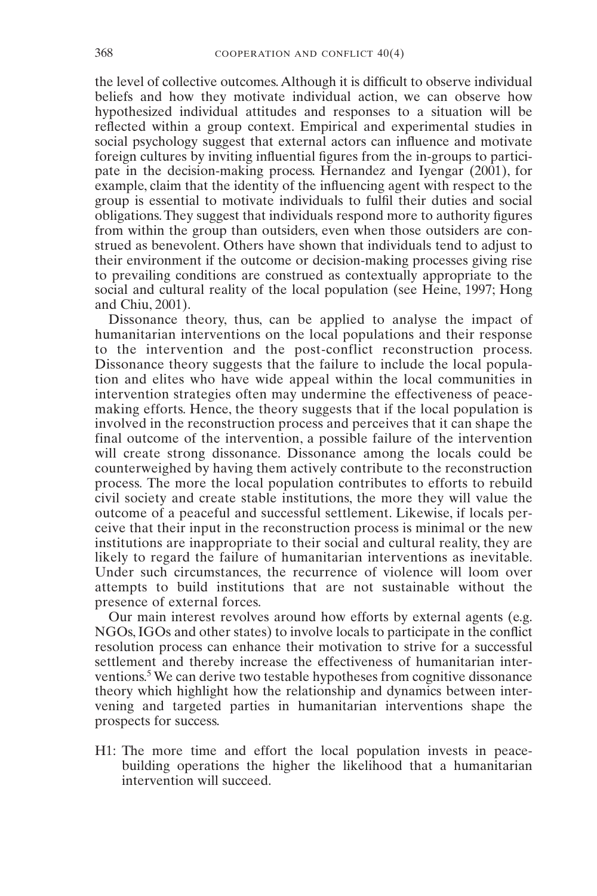the level of collective outcomes. Although it is difficult to observe individual beliefs and how they motivate individual action, we can observe how hypothesized individual attitudes and responses to a situation will be reflected within a group context. Empirical and experimental studies in social psychology suggest that external actors can influence and motivate foreign cultures by inviting influential figures from the in-groups to participate in the decision-making process. Hernandez and Iyengar (2001), for example, claim that the identity of the influencing agent with respect to the group is essential to motivate individuals to fulfil their duties and social obligations. They suggest that individuals respond more to authority figures from within the group than outsiders, even when those outsiders are construed as benevolent. Others have shown that individuals tend to adjust to their environment if the outcome or decision-making processes giving rise to prevailing conditions are construed as contextually appropriate to the social and cultural reality of the local population (see Heine, 1997; Hong and Chiu, 2001).

Dissonance theory, thus, can be applied to analyse the impact of humanitarian interventions on the local populations and their response to the intervention and the post-conflict reconstruction process. Dissonance theory suggests that the failure to include the local population and elites who have wide appeal within the local communities in intervention strategies often may undermine the effectiveness of peacemaking efforts. Hence, the theory suggests that if the local population is involved in the reconstruction process and perceives that it can shape the final outcome of the intervention, a possible failure of the intervention will create strong dissonance. Dissonance among the locals could be counterweighed by having them actively contribute to the reconstruction process. The more the local population contributes to efforts to rebuild civil society and create stable institutions, the more they will value the outcome of a peaceful and successful settlement. Likewise, if locals perceive that their input in the reconstruction process is minimal or the new institutions are inappropriate to their social and cultural reality, they are likely to regard the failure of humanitarian interventions as inevitable. Under such circumstances, the recurrence of violence will loom over attempts to build institutions that are not sustainable without the presence of external forces.

Our main interest revolves around how efforts by external agents (e.g. NGOs, IGOs and other states) to involve locals to participate in the conflict resolution process can enhance their motivation to strive for a successful settlement and thereby increase the effectiveness of humanitarian interventions.[5] We can derive two testable hypotheses from cognitive dissonance theory which highlight how the relationship and dynamics between intervening and targeted parties in humanitarian interventions shape the prospects for success.

H1: The more time and effort the local population invests in peacebuilding operations the higher the likelihood that a humanitarian intervention will succeed.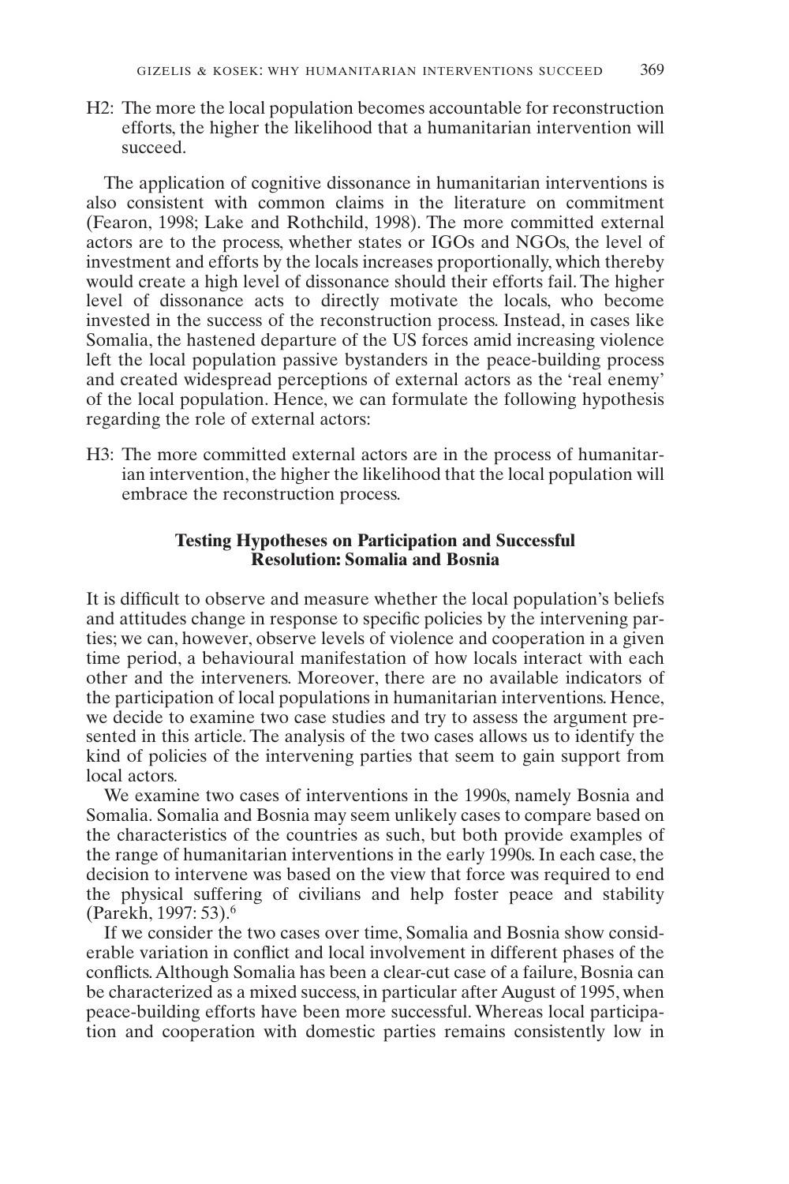H2: The more the local population becomes accountable for reconstruction efforts, the higher the likelihood that a humanitarian intervention will succeed.

The application of cognitive dissonance in humanitarian interventions is also consistent with common claims in the literature on commitment (Fearon, 1998; Lake and Rothchild, 1998). The more committed external actors are to the process, whether states or IGOs and NGOs, the level of investment and efforts by the locals increases proportionally, which thereby would create a high level of dissonance should their efforts fail. The higher level of dissonance acts to directly motivate the locals, who become invested in the success of the reconstruction process. Instead, in cases like Somalia, the hastened departure of the US forces amid increasing violence left the local population passive bystanders in the peace-building process and created widespread perceptions of external actors as the 'real enemy' of the local population. Hence, we can formulate the following hypothesis regarding the role of external actors:

H3: The more committed external actors are in the process of humanitarian intervention, the higher the likelihood that the local population will embrace the reconstruction process.

## Testing Hypotheses on Participation and Successful Resolution: Somalia and Bosnia

It is difficult to observe and measure whether the local population's beliefs and attitudes change in response to specific policies by the intervening parties; we can, however, observe levels of violence and cooperation in a given time period, a behavioural manifestation of how locals interact with each other and the interveners. Moreover, there are no available indicators of the participation of local populations in humanitarian interventions. Hence, we decide to examine two case studies and try to assess the argument presented in this article. The analysis of the two cases allows us to identify the kind of policies of the intervening parties that seem to gain support from local actors.

We examine two cases of interventions in the 1990s, namely Bosnia and Somalia. Somalia and Bosnia may seem unlikely cases to compare based on the characteristics of the countries as such, but both provide examples of the range of humanitarian interventions in the early 1990s. In each case, the decision to intervene was based on the view that force was required to end the physical suffering of civilians and help foster peace and stability (Parekh, 1997: 53).[6]

If we consider the two cases over time, Somalia and Bosnia show considerable variation in conflict and local involvement in different phases of the conflicts. Although Somalia has been a clear-cut case of a failure, Bosnia can be characterized as a mixed success, in particular after August of 1995, when peace-building efforts have been more successful. Whereas local participation and cooperation with domestic parties remains consistently low in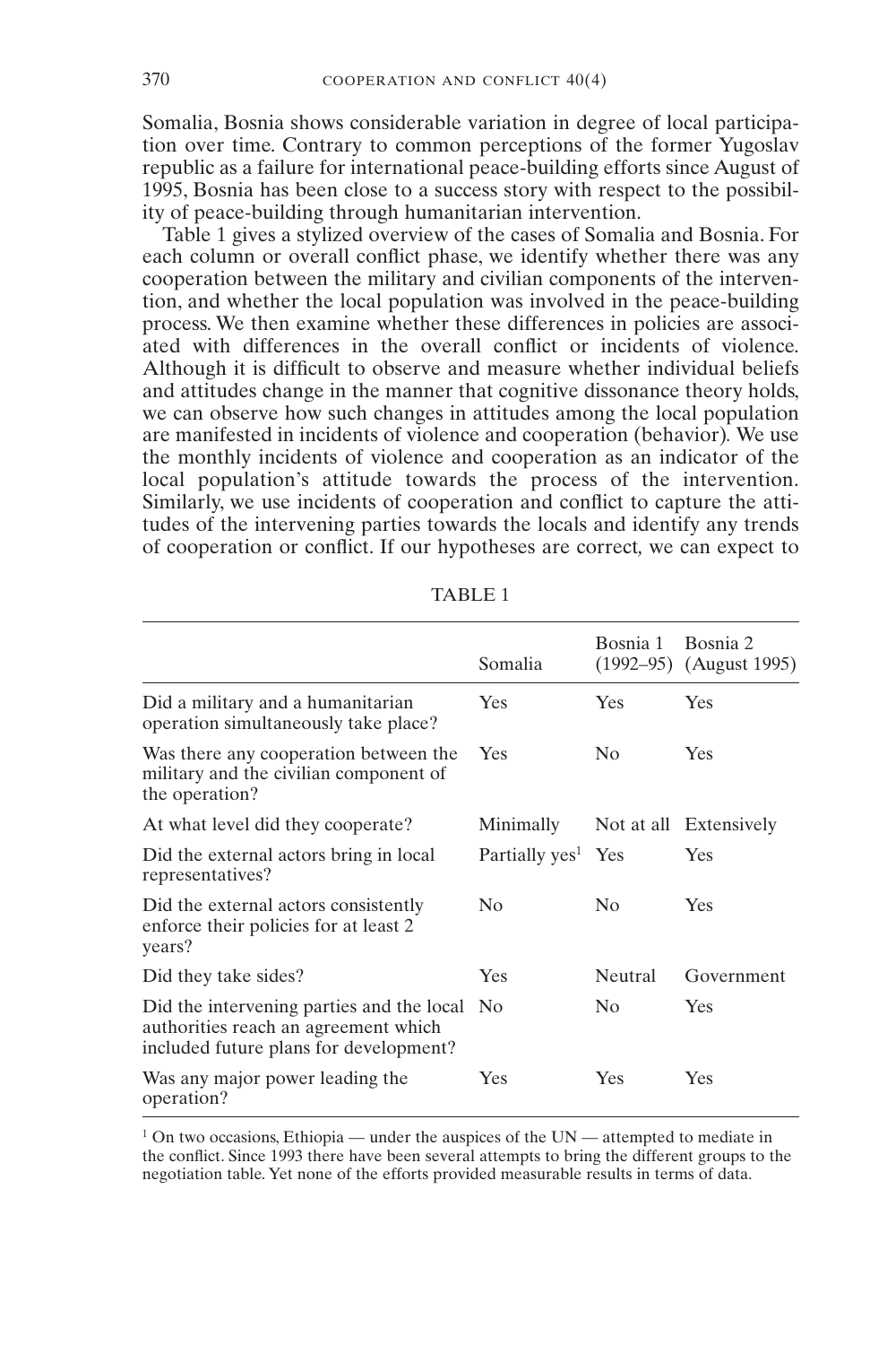Somalia, Bosnia shows considerable variation in degree of local participation over time. Contrary to common perceptions of the former Yugoslav republic as a failure for international peace-building efforts since August of 1995, Bosnia has been close to a success story with respect to the possibility of peace-building through humanitarian intervention.

Table 1 gives a stylized overview of the cases of Somalia and Bosnia. For each column or overall conflict phase, we identify whether there was any cooperation between the military and civilian components of the intervention, and whether the local population was involved in the peace-building process. We then examine whether these differences in policies are associated with differences in the overall conflict or incidents of violence. Although it is difficult to observe and measure whether individual beliefs and attitudes change in the manner that cognitive dissonance theory holds, we can observe how such changes in attitudes among the local population are manifested in incidents of violence and cooperation (behavior). We use the monthly incidents of violence and cooperation as an indicator of the local population's attitude towards the process of the intervention. Similarly, we use incidents of cooperation and conflict to capture the attitudes of the intervening parties towards the locals and identify any trends of cooperation or conflict. If our hypotheses are correct, we can expect to

TABLE 1

| | Somalia | Bosnia 1 (1992–95) | Bosnia 2 (August 1995) |
|---|---|---|---|
| Did a military and a humanitarian operation simultaneously take place? | Yes | Yes | Yes |
| Was there any cooperation between the military and the civilian component of the operation? | Yes | No | Yes |
| At what level did they cooperate? | Minimally | Not at all | Extensively |
| Did the external actors bring in local representatives? | Partially yes[1] | Yes | Yes |
| Did the external actors consistently enforce their policies for at least 2 years? | No | No | Yes |
| Did they take sides? | Yes | Neutral | Government |
| Did the intervening parties and the local authorities reach an agreement which included future plans for development? | No | No | Yes |
| Was any major power leading the operation? | Yes | Yes | Yes |

[1] On two occasions, Ethiopia — under the auspices of the UN — attempted to mediate in the conflict. Since 1993 there have been several attempts to bring the different groups to the negotiation table. Yet none of the efforts provided measurable results in terms of data.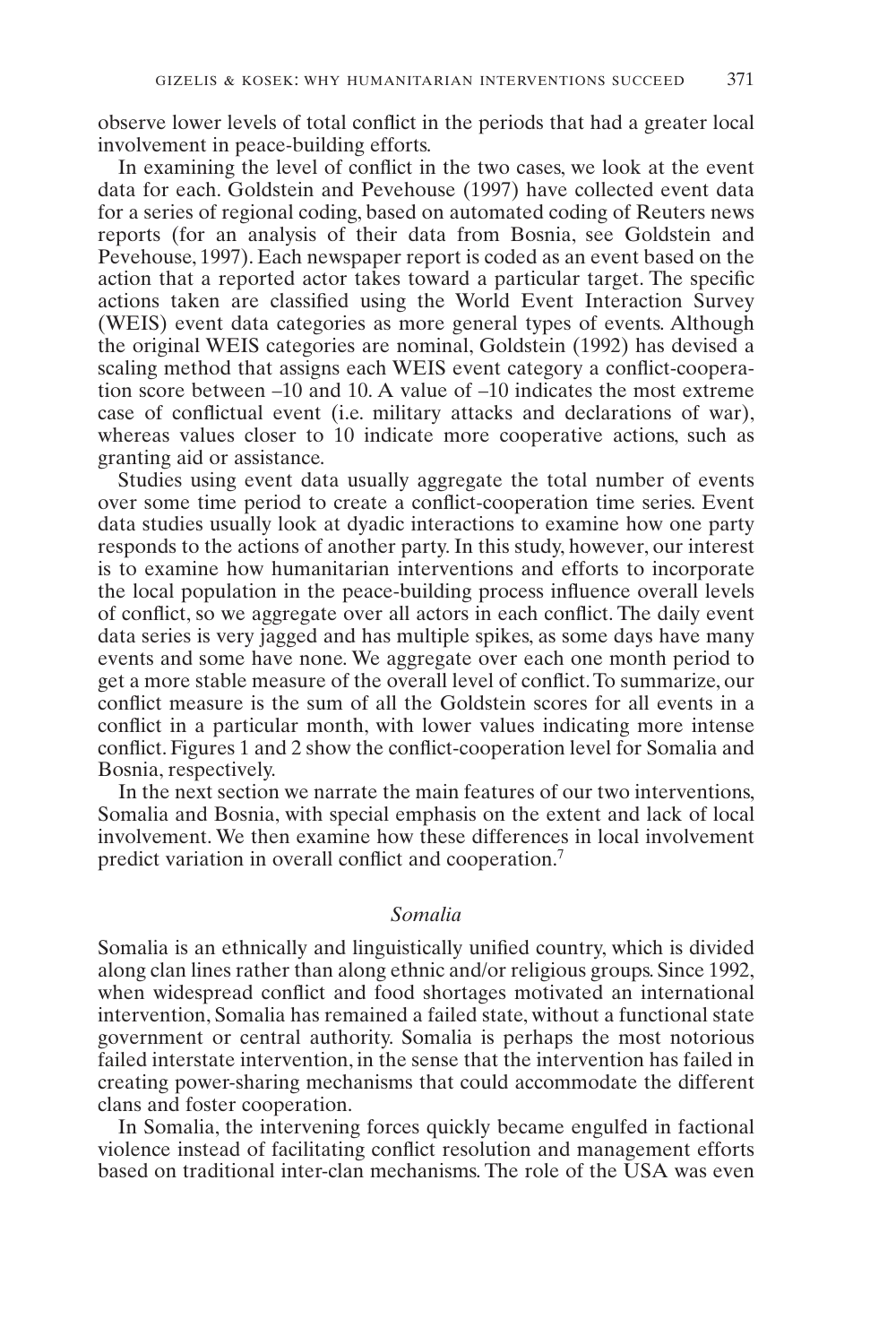observe lower levels of total conflict in the periods that had a greater local involvement in peace-building efforts.

In examining the level of conflict in the two cases, we look at the event data for each. Goldstein and Pevehouse (1997) have collected event data for a series of regional coding, based on automated coding of Reuters news reports (for an analysis of their data from Bosnia, see Goldstein and Pevehouse, 1997). Each newspaper report is coded as an event based on the action that a reported actor takes toward a particular target. The specific actions taken are classified using the World Event Interaction Survey (WEIS) event data categories as more general types of events. Although the original WEIS categories are nominal, Goldstein (1992) has devised a scaling method that assigns each WEIS event category a conflict-cooperation score between –10 and 10. A value of –10 indicates the most extreme case of conflictual event (i.e. military attacks and declarations of war), whereas values closer to 10 indicate more cooperative actions, such as granting aid or assistance.

Studies using event data usually aggregate the total number of events over some time period to create a conflict-cooperation time series. Event data studies usually look at dyadic interactions to examine how one party responds to the actions of another party. In this study, however, our interest is to examine how humanitarian interventions and efforts to incorporate the local population in the peace-building process influence overall levels of conflict, so we aggregate over all actors in each conflict. The daily event data series is very jagged and has multiple spikes, as some days have many events and some have none. We aggregate over each one month period to get a more stable measure of the overall level of conflict. To summarize, our conflict measure is the sum of all the Goldstein scores for all events in a conflict in a particular month, with lower values indicating more intense conflict. Figures 1 and 2 show the conflict-cooperation level for Somalia and Bosnia, respectively.

In the next section we narrate the main features of our two interventions, Somalia and Bosnia, with special emphasis on the extent and lack of local involvement. We then examine how these differences in local involvement predict variation in overall conflict and cooperation.[7]

### *Somalia*

Somalia is an ethnically and linguistically unified country, which is divided along clan lines rather than along ethnic and/or religious groups. Since 1992, when widespread conflict and food shortages motivated an international intervention, Somalia has remained a failed state, without a functional state government or central authority. Somalia is perhaps the most notorious failed interstate intervention, in the sense that the intervention has failed in creating power-sharing mechanisms that could accommodate the different clans and foster cooperation.

In Somalia, the intervening forces quickly became engulfed in factional violence instead of facilitating conflict resolution and management efforts based on traditional inter-clan mechanisms. The role of the USA was even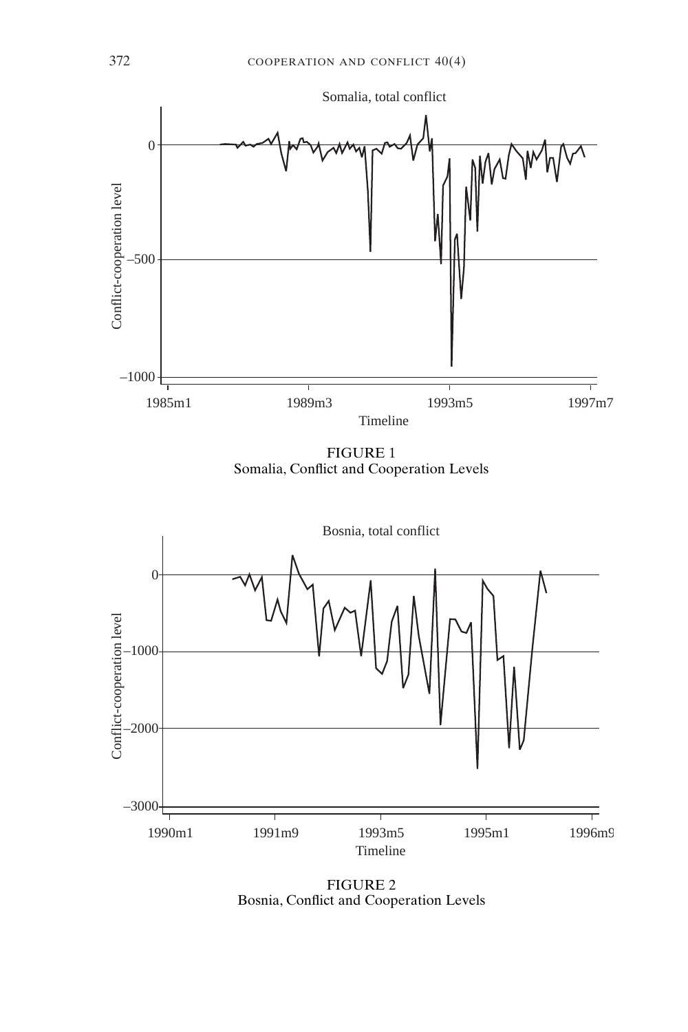FIGURE 1
Somalia, Conflict and Cooperation Levels

FIGURE 2
Bosnia, Conflict and Cooperation Levels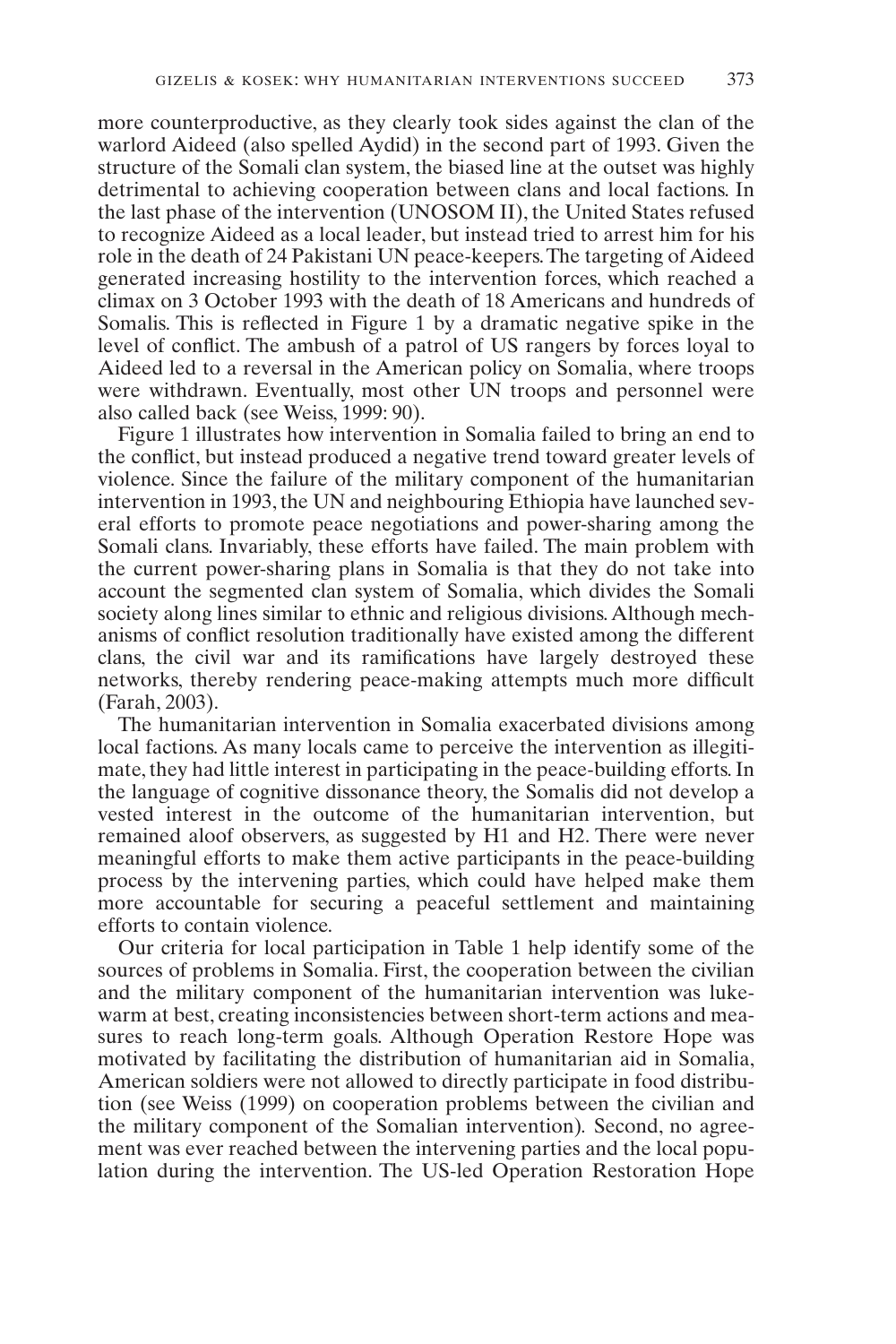more counterproductive, as they clearly took sides against the clan of the warlord Aideed (also spelled Aydid) in the second part of 1993. Given the structure of the Somali clan system, the biased line at the outset was highly detrimental to achieving cooperation between clans and local factions. In the last phase of the intervention (UNOSOM II), the United States refused to recognize Aideed as a local leader, but instead tried to arrest him for his role in the death of 24 Pakistani UN peace-keepers. The targeting of Aideed generated increasing hostility to the intervention forces, which reached a climax on 3 October 1993 with the death of 18 Americans and hundreds of Somalis. This is reflected in Figure 1 by a dramatic negative spike in the level of conflict. The ambush of a patrol of US rangers by forces loyal to Aideed led to a reversal in the American policy on Somalia, where troops were withdrawn. Eventually, most other UN troops and personnel were also called back (see Weiss, 1999: 90).

Figure 1 illustrates how intervention in Somalia failed to bring an end to the conflict, but instead produced a negative trend toward greater levels of violence. Since the failure of the military component of the humanitarian intervention in 1993, the UN and neighbouring Ethiopia have launched several efforts to promote peace negotiations and power-sharing among the Somali clans. Invariably, these efforts have failed. The main problem with the current power-sharing plans in Somalia is that they do not take into account the segmented clan system of Somalia, which divides the Somali society along lines similar to ethnic and religious divisions. Although mechanisms of conflict resolution traditionally have existed among the different clans, the civil war and its ramifications have largely destroyed these networks, thereby rendering peace-making attempts much more difficult (Farah, 2003).

The humanitarian intervention in Somalia exacerbated divisions among local factions. As many locals came to perceive the intervention as illegitimate, they had little interest in participating in the peace-building efforts. In the language of cognitive dissonance theory, the Somalis did not develop a vested interest in the outcome of the humanitarian intervention, but remained aloof observers, as suggested by H1 and H2. There were never meaningful efforts to make them active participants in the peace-building process by the intervening parties, which could have helped make them more accountable for securing a peaceful settlement and maintaining efforts to contain violence.

Our criteria for local participation in Table 1 help identify some of the sources of problems in Somalia. First, the cooperation between the civilian and the military component of the humanitarian intervention was lukewarm at best, creating inconsistencies between short-term actions and measures to reach long-term goals. Although Operation Restore Hope was motivated by facilitating the distribution of humanitarian aid in Somalia, American soldiers were not allowed to directly participate in food distribution (see Weiss (1999) on cooperation problems between the civilian and the military component of the Somalian intervention). Second, no agreement was ever reached between the intervening parties and the local population during the intervention. The US-led Operation Restoration Hope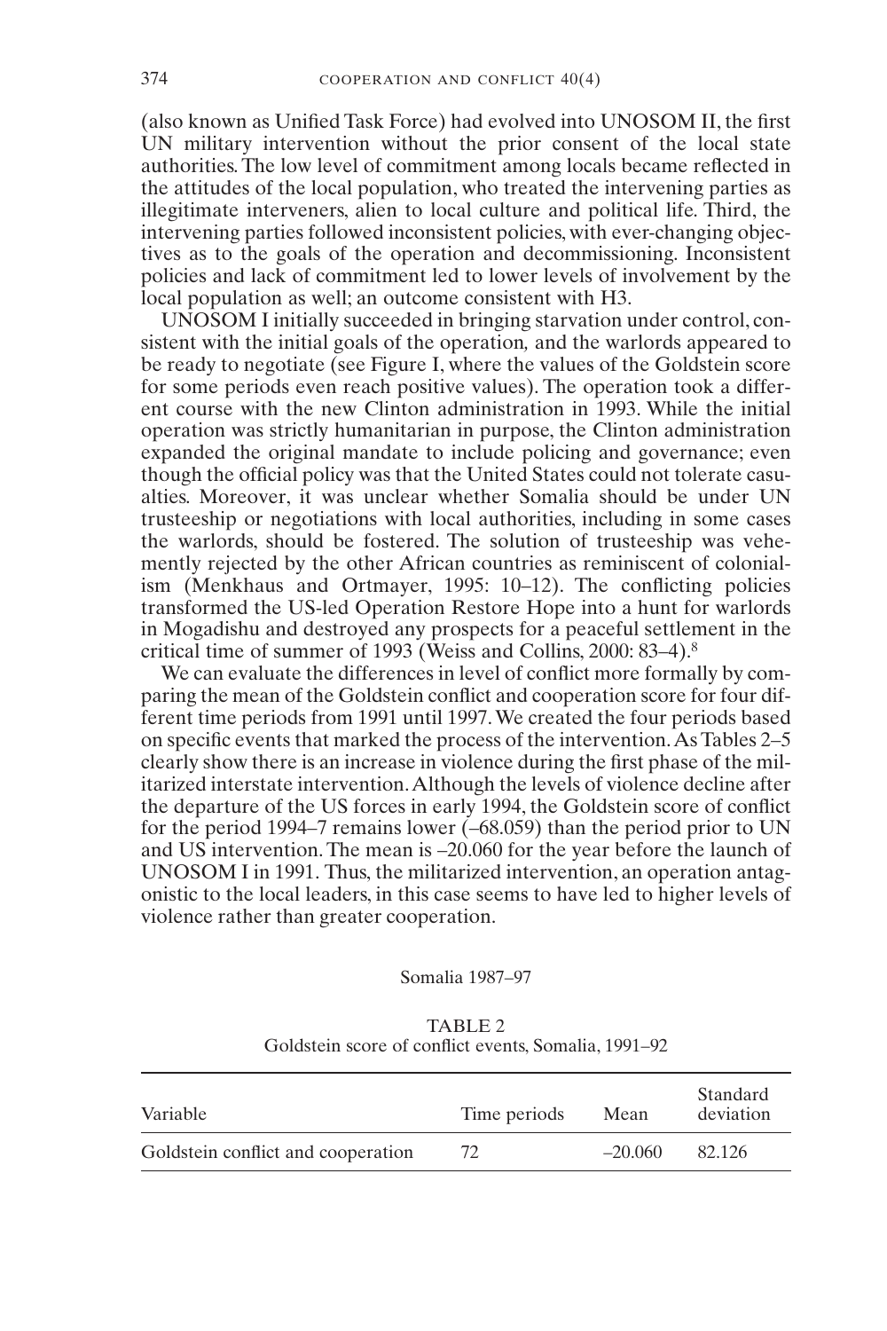(also known as Unified Task Force) had evolved into UNOSOM II, the first UN military intervention without the prior consent of the local state authorities. The low level of commitment among locals became reflected in the attitudes of the local population, who treated the intervening parties as illegitimate interveners, alien to local culture and political life. Third, the intervening parties followed inconsistent policies, with ever-changing objectives as to the goals of the operation and decommissioning. Inconsistent policies and lack of commitment led to lower levels of involvement by the local population as well; an outcome consistent with H3.

UNOSOM I initially succeeded in bringing starvation under control, consistent with the initial goals of the operation, and the warlords appeared to be ready to negotiate (see Figure I, where the values of the Goldstein score for some periods even reach positive values). The operation took a different course with the new Clinton administration in 1993. While the initial operation was strictly humanitarian in purpose, the Clinton administration expanded the original mandate to include policing and governance; even though the official policy was that the United States could not tolerate casualties. Moreover, it was unclear whether Somalia should be under UN trusteeship or negotiations with local authorities, including in some cases the warlords, should be fostered. The solution of trusteeship was vehemently rejected by the other African countries as reminiscent of colonialism (Menkhaus and Ortmayer, 1995: 10–12). The conflicting policies transformed the US-led Operation Restore Hope into a hunt for warlords in Mogadishu and destroyed any prospects for a peaceful settlement in the critical time of summer of 1993 (Weiss and Collins, 2000: 83–4).[8]

We can evaluate the differences in level of conflict more formally by comparing the mean of the Goldstein conflict and cooperation score for four different time periods from 1991 until 1997. We created the four periods based on specific events that marked the process of the intervention. As Tables 2–5 clearly show there is an increase in violence during the first phase of the militarized interstate intervention. Although the levels of violence decline after the departure of the US forces in early 1994, the Goldstein score of conflict for the period 1994–7 remains lower (–68.059) than the period prior to UN and US intervention. The mean is –20.060 for the year before the launch of UNOSOM I in 1991. Thus, the militarized intervention, an operation antagonistic to the local leaders, in this case seems to have led to higher levels of violence rather than greater cooperation.

Somalia 1987–97

TABLE 2
Goldstein score of conflict events, Somalia, 1991–92

| Variable | Time periods | Mean | Standard deviation |
|---|---|---|---|
| Goldstein conflict and cooperation | 72 | –20.060 | 82.126 |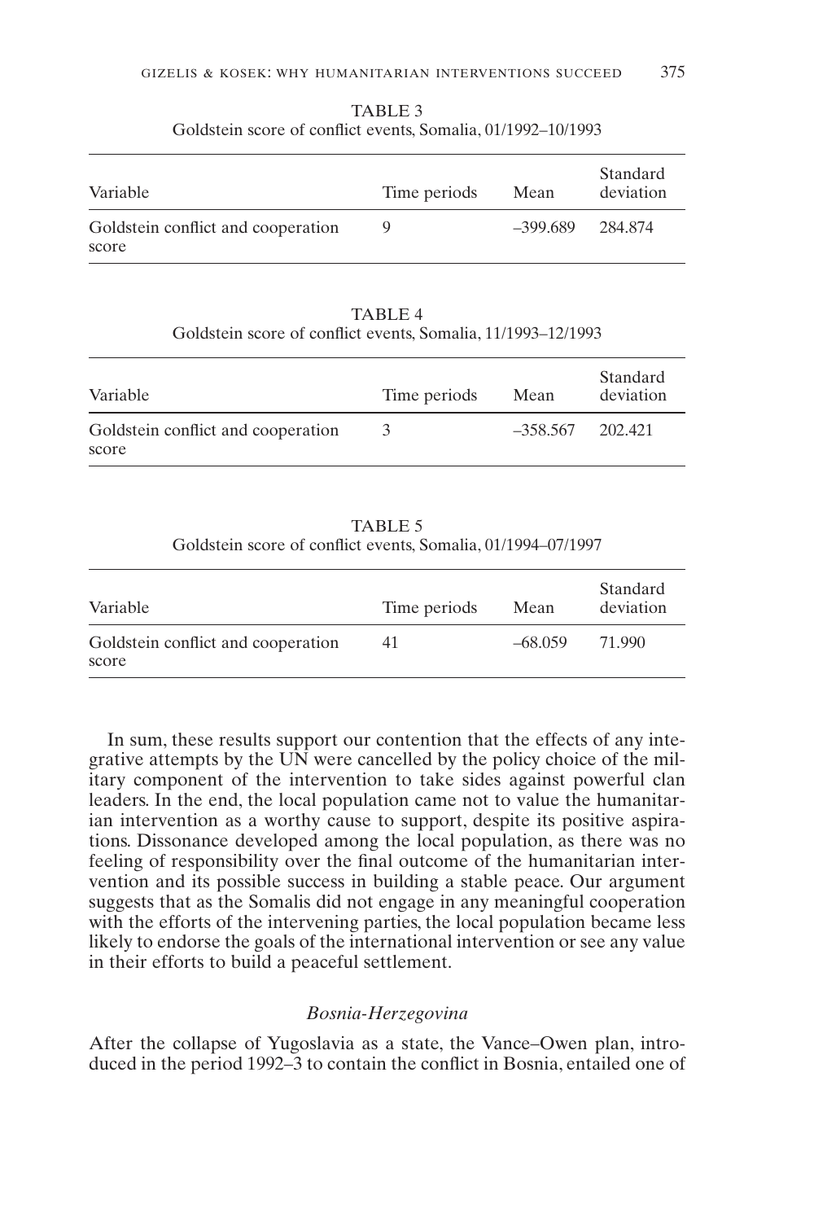TABLE 3
Goldstein score of conflict events, Somalia, 01/1992–10/1993

| Variable | Time periods | Mean | Standard deviation |
| --- | --- | --- | --- |
| Goldstein conflict and cooperation score | 9 | –399.689 | 284.874 |

TABLE 4
Goldstein score of conflict events, Somalia, 11/1993–12/1993

| Variable | Time periods | Mean | Standard deviation |
| --- | --- | --- | --- |
| Goldstein conflict and cooperation score | 3 | –358.567 | 202.421 |

TABLE 5
Goldstein score of conflict events, Somalia, 01/1994–07/1997

| Variable | Time periods | Mean | Standard deviation |
| --- | --- | --- | --- |
| Goldstein conflict and cooperation score | 41 | –68.059 | 71.990 |

In sum, these results support our contention that the effects of any integrative attempts by the UN were cancelled by the policy choice of the military component of the intervention to take sides against powerful clan leaders. In the end, the local population came not to value the humanitarian intervention as a worthy cause to support, despite its positive aspirations. Dissonance developed among the local population, as there was no feeling of responsibility over the final outcome of the humanitarian intervention and its possible success in building a stable peace. Our argument suggests that as the Somalis did not engage in any meaningful cooperation with the efforts of the intervening parties, the local population became less likely to endorse the goals of the international intervention or see any value in their efforts to build a peaceful settlement.

### *Bosnia-Herzegovina*

After the collapse of Yugoslavia as a state, the Vance–Owen plan, introduced in the period 1992–3 to contain the conflict in Bosnia, entailed one of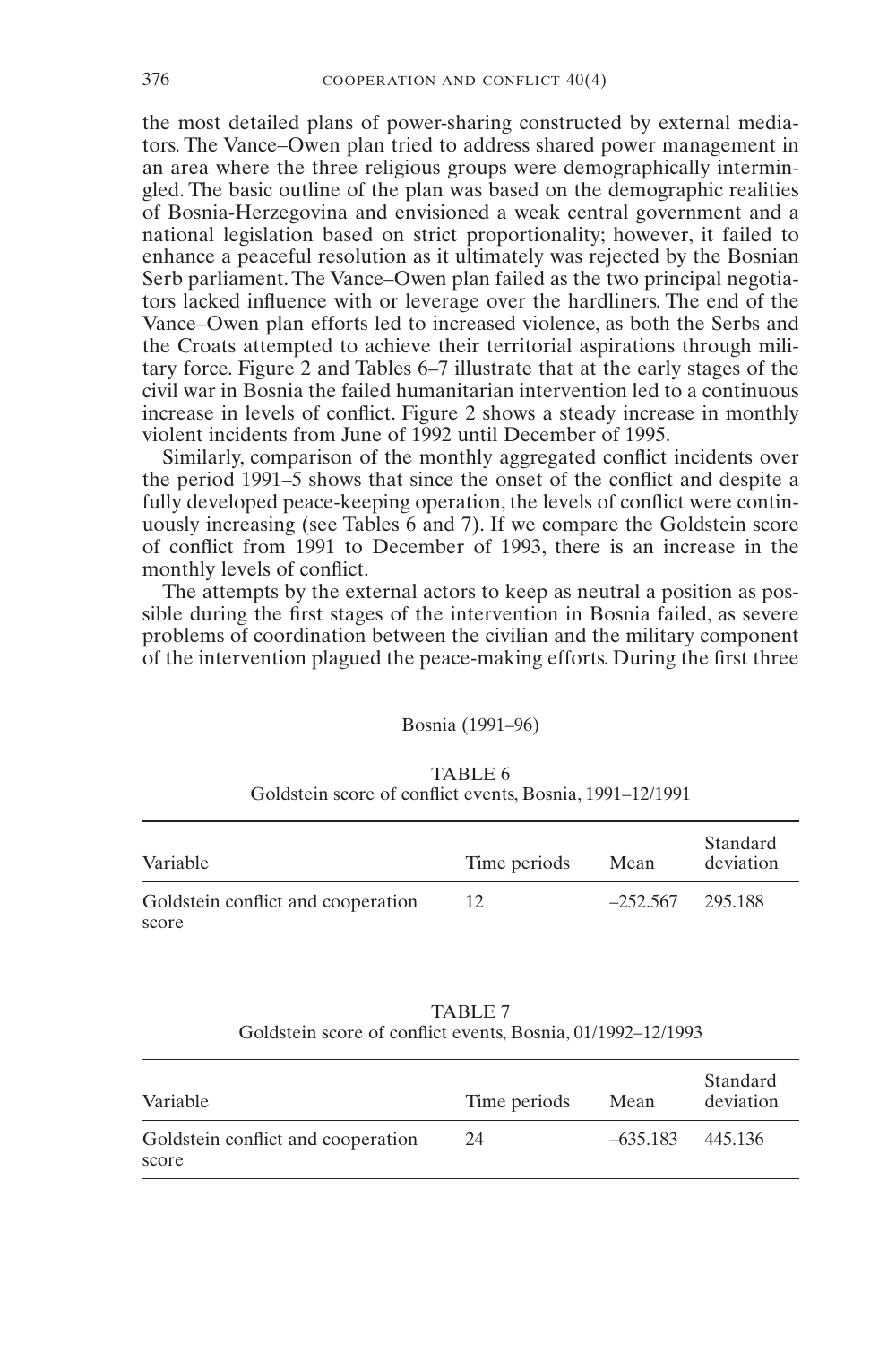the most detailed plans of power-sharing constructed by external mediators. The Vance–Owen plan tried to address shared power management in an area where the three religious groups were demographically intermingled. The basic outline of the plan was based on the demographic realities of Bosnia-Herzegovina and envisioned a weak central government and a national legislation based on strict proportionality; however, it failed to enhance a peaceful resolution as it ultimately was rejected by the Bosnian Serb parliament. The Vance–Owen plan failed as the two principal negotiators lacked influence with or leverage over the hardliners. The end of the Vance–Owen plan efforts led to increased violence, as both the Serbs and the Croats attempted to achieve their territorial aspirations through military force. Figure 2 and Tables 6–7 illustrate that at the early stages of the civil war in Bosnia the failed humanitarian intervention led to a continuous increase in levels of conflict. Figure 2 shows a steady increase in monthly violent incidents from June of 1992 until December of 1995.

Similarly, comparison of the monthly aggregated conflict incidents over the period 1991–5 shows that since the onset of the conflict and despite a fully developed peace-keeping operation, the levels of conflict were continuously increasing (see Tables 6 and 7). If we compare the Goldstein score of conflict from 1991 to December of 1993, there is an increase in the monthly levels of conflict.

The attempts by the external actors to keep as neutral a position as possible during the first stages of the intervention in Bosnia failed, as severe problems of coordination between the civilian and the military component of the intervention plagued the peace-making efforts. During the first three

Bosnia (1991–96)

TABLE 6
Goldstein score of conflict events, Bosnia, 1991–12/1991

| Variable | Time periods | Mean | Standard deviation |
|---|---|---|---|
| Goldstein conflict and cooperation score | 12 | –252.567 | 295.188 |

TABLE 7
Goldstein score of conflict events, Bosnia, 01/1992–12/1993

| Variable | Time periods | Mean | Standard deviation |
|---|---|---|---|
| Goldstein conflict and cooperation score | 24 | –635.183 | 445.136 |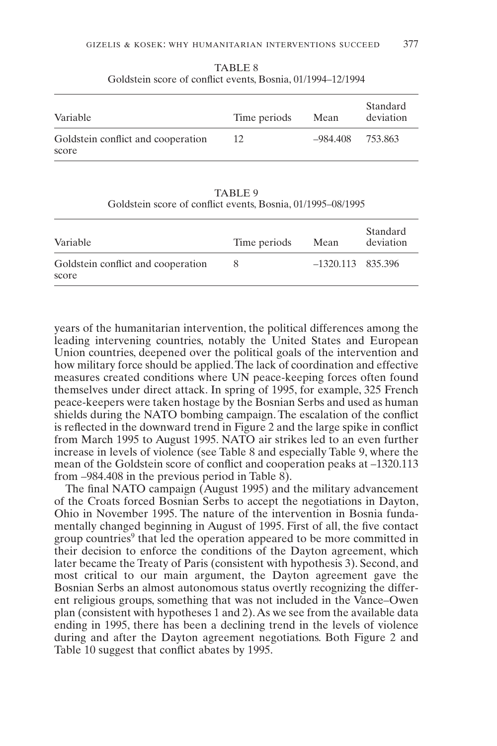TABLE 8
Goldstein score of conflict events, Bosnia, 01/1994–12/1994

| Variable | Time periods | Mean | Standard deviation |
|---|---|---|---|
| Goldstein conflict and cooperation score | 12 | –984.408 | 753.863 |

TABLE 9
Goldstein score of conflict events, Bosnia, 01/1995–08/1995

| Variable | Time periods | Mean | Standard deviation |
|---|---|---|---|
| Goldstein conflict and cooperation score | 8 | –1320.113 | 835.396 |

years of the humanitarian intervention, the political differences among the leading intervening countries, notably the United States and European Union countries, deepened over the political goals of the intervention and how military force should be applied. The lack of coordination and effective measures created conditions where UN peace-keeping forces often found themselves under direct attack. In spring of 1995, for example, 325 French peace-keepers were taken hostage by the Bosnian Serbs and used as human shields during the NATO bombing campaign. The escalation of the conflict is reflected in the downward trend in Figure 2 and the large spike in conflict from March 1995 to August 1995. NATO air strikes led to an even further increase in levels of violence (see Table 8 and especially Table 9, where the mean of the Goldstein score of conflict and cooperation peaks at –1320.113 from –984.408 in the previous period in Table 8).

The final NATO campaign (August 1995) and the military advancement of the Croats forced Bosnian Serbs to accept the negotiations in Dayton, Ohio in November 1995. The nature of the intervention in Bosnia fundamentally changed beginning in August of 1995. First of all, the five contact group countries[9] that led the operation appeared to be more committed in their decision to enforce the conditions of the Dayton agreement, which later became the Treaty of Paris (consistent with hypothesis 3). Second, and most critical to our main argument, the Dayton agreement gave the Bosnian Serbs an almost autonomous status overtly recognizing the different religious groups, something that was not included in the Vance–Owen plan (consistent with hypotheses 1 and 2). As we see from the available data ending in 1995, there has been a declining trend in the levels of violence during and after the Dayton agreement negotiations. Both Figure 2 and Table 10 suggest that conflict abates by 1995.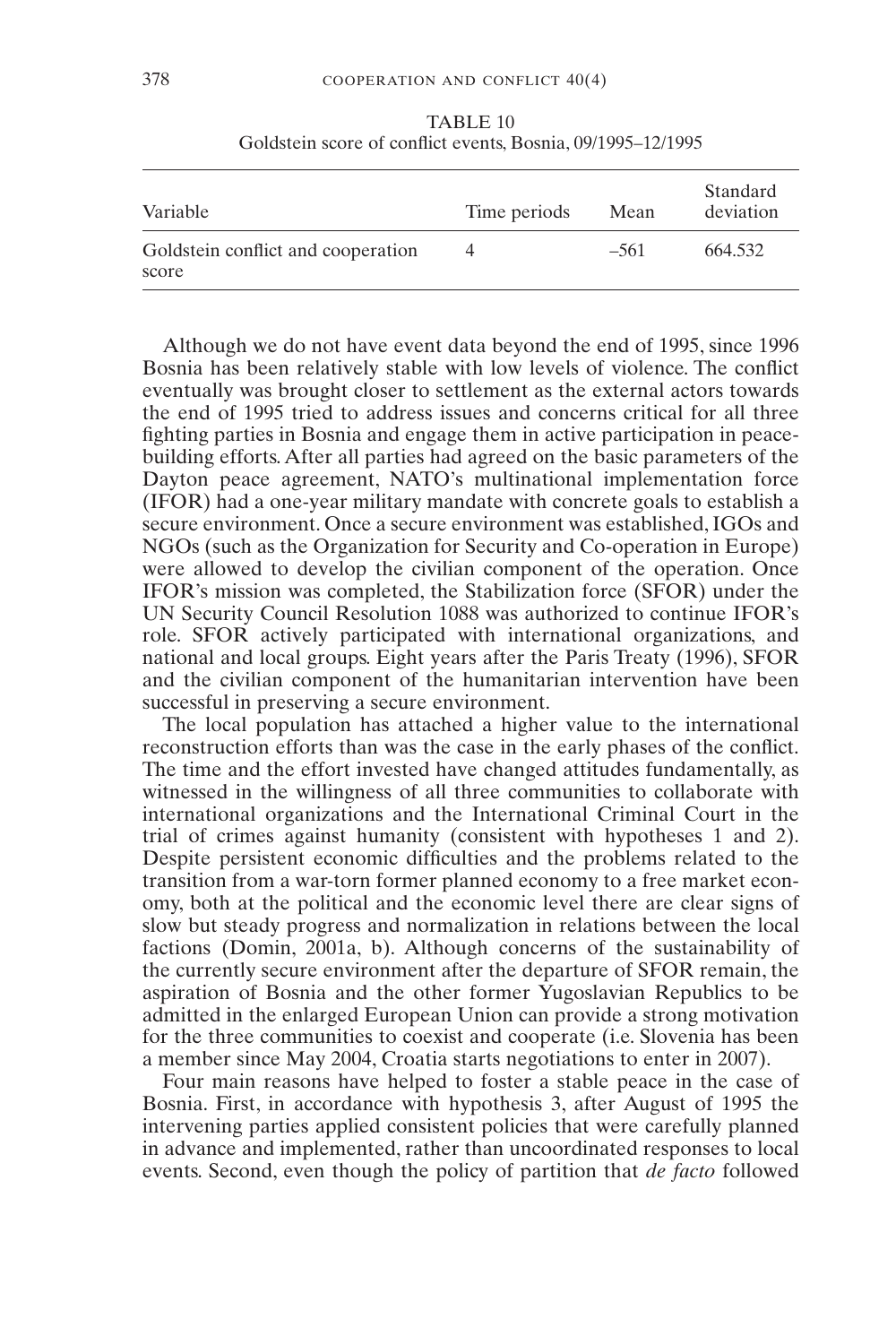TABLE 10
Goldstein score of conflict events, Bosnia, 09/1995–12/1995

| Variable | Time periods | Mean | Standard deviation |
|---|---|---|---|
| Goldstein conflict and cooperation score | 4 | –561 | 664.532 |

Although we do not have event data beyond the end of 1995, since 1996 Bosnia has been relatively stable with low levels of violence. The conflict eventually was brought closer to settlement as the external actors towards the end of 1995 tried to address issues and concerns critical for all three fighting parties in Bosnia and engage them in active participation in peace-building efforts. After all parties had agreed on the basic parameters of the Dayton peace agreement, NATO's multinational implementation force (IFOR) had a one-year military mandate with concrete goals to establish a secure environment. Once a secure environment was established, IGOs and NGOs (such as the Organization for Security and Co-operation in Europe) were allowed to develop the civilian component of the operation. Once IFOR's mission was completed, the Stabilization force (SFOR) under the UN Security Council Resolution 1088 was authorized to continue IFOR's role. SFOR actively participated with international organizations, and national and local groups. Eight years after the Paris Treaty (1996), SFOR and the civilian component of the humanitarian intervention have been successful in preserving a secure environment.

The local population has attached a higher value to the international reconstruction efforts than was the case in the early phases of the conflict. The time and the effort invested have changed attitudes fundamentally, as witnessed in the willingness of all three communities to collaborate with international organizations and the International Criminal Court in the trial of crimes against humanity (consistent with hypotheses 1 and 2). Despite persistent economic difficulties and the problems related to the transition from a war-torn former planned economy to a free market economy, both at the political and the economic level there are clear signs of slow but steady progress and normalization in relations between the local factions (Domin, 2001a, b). Although concerns of the sustainability of the currently secure environment after the departure of SFOR remain, the aspiration of Bosnia and the other former Yugoslavian Republics to be admitted in the enlarged European Union can provide a strong motivation for the three communities to coexist and cooperate (i.e. Slovenia has been a member since May 2004, Croatia starts negotiations to enter in 2007).

Four main reasons have helped to foster a stable peace in the case of Bosnia. First, in accordance with hypothesis 3, after August of 1995 the intervening parties applied consistent policies that were carefully planned in advance and implemented, rather than uncoordinated responses to local events. Second, even though the policy of partition that *de facto* followed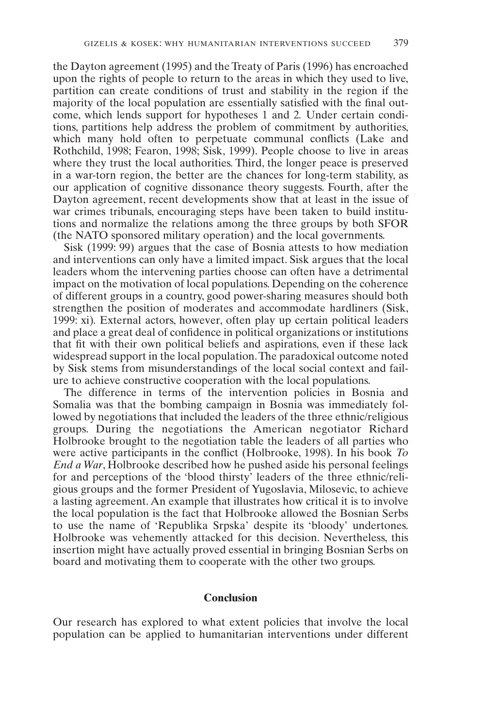the Dayton agreement (1995) and the Treaty of Paris (1996) has encroached upon the rights of people to return to the areas in which they used to live, partition can create conditions of trust and stability in the region if the majority of the local population are essentially satisfied with the final outcome, which lends support for hypotheses 1 and 2. Under certain conditions, partitions help address the problem of commitment by authorities, which many hold often to perpetuate communal conflicts (Lake and Rothchild, 1998; Fearon, 1998; Sisk, 1999). People choose to live in areas where they trust the local authorities. Third, the longer peace is preserved in a war-torn region, the better are the chances for long-term stability, as our application of cognitive dissonance theory suggests. Fourth, after the Dayton agreement, recent developments show that at least in the issue of war crimes tribunals, encouraging steps have been taken to build institutions and normalize the relations among the three groups by both SFOR (the NATO sponsored military operation) and the local governments.

Sisk (1999: 99) argues that the case of Bosnia attests to how mediation and interventions can only have a limited impact. Sisk argues that the local leaders whom the intervening parties choose can often have a detrimental impact on the motivation of local populations. Depending on the coherence of different groups in a country, good power-sharing measures should both strengthen the position of moderates and accommodate hardliners (Sisk, 1999: xi). External actors, however, often play up certain political leaders and place a great deal of confidence in political organizations or institutions that fit with their own political beliefs and aspirations, even if these lack widespread support in the local population. The paradoxical outcome noted by Sisk stems from misunderstandings of the local social context and failure to achieve constructive cooperation with the local populations.

The difference in terms of the intervention policies in Bosnia and Somalia was that the bombing campaign in Bosnia was immediately followed by negotiations that included the leaders of the three ethnic/religious groups. During the negotiations the American negotiator Richard Holbrooke brought to the negotiation table the leaders of all parties who were active participants in the conflict (Holbrooke, 1998). In his book *To End a War*, Holbrooke described how he pushed aside his personal feelings for and perceptions of the 'blood thirsty' leaders of the three ethnic/religious groups and the former President of Yugoslavia, Milosevic, to achieve a lasting agreement. An example that illustrates how critical it is to involve the local population is the fact that Holbrooke allowed the Bosnian Serbs to use the name of 'Republika Srpska' despite its 'bloody' undertones. Holbrooke was vehemently attacked for this decision. Nevertheless, this insertion might have actually proved essential in bringing Bosnian Serbs on board and motivating them to cooperate with the other two groups.

## Conclusion

Our research has explored to what extent policies that involve the local population can be applied to humanitarian interventions under different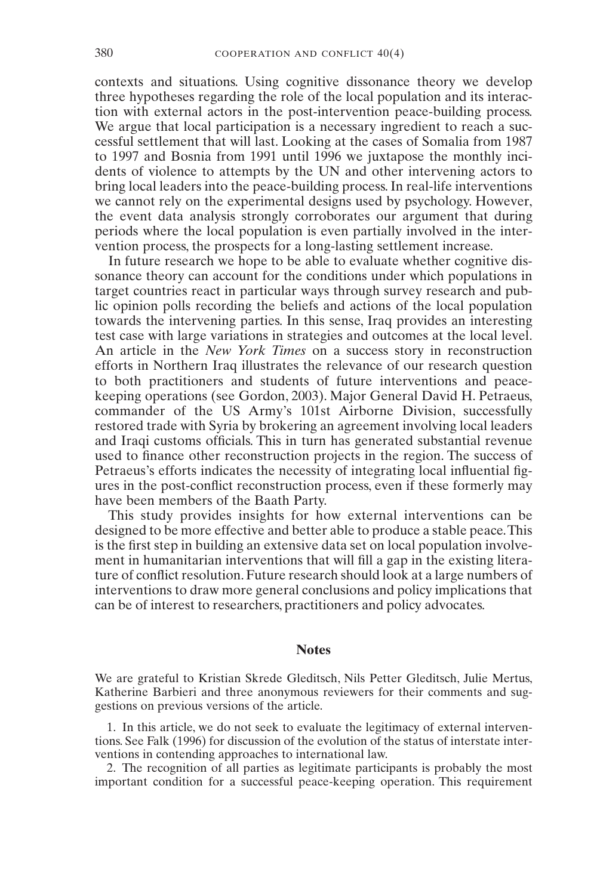contexts and situations. Using cognitive dissonance theory we develop three hypotheses regarding the role of the local population and its interaction with external actors in the post-intervention peace-building process. We argue that local participation is a necessary ingredient to reach a successful settlement that will last. Looking at the cases of Somalia from 1987 to 1997 and Bosnia from 1991 until 1996 we juxtapose the monthly incidents of violence to attempts by the UN and other intervening actors to bring local leaders into the peace-building process. In real-life interventions we cannot rely on the experimental designs used by psychology. However, the event data analysis strongly corroborates our argument that during periods where the local population is even partially involved in the intervention process, the prospects for a long-lasting settlement increase.

In future research we hope to be able to evaluate whether cognitive dissonance theory can account for the conditions under which populations in target countries react in particular ways through survey research and public opinion polls recording the beliefs and actions of the local population towards the intervening parties. In this sense, Iraq provides an interesting test case with large variations in strategies and outcomes at the local level. An article in the *New York Times* on a success story in reconstruction efforts in Northern Iraq illustrates the relevance of our research question to both practitioners and students of future interventions and peacekeeping operations (see Gordon, 2003). Major General David H. Petraeus, commander of the US Army's 101st Airborne Division, successfully restored trade with Syria by brokering an agreement involving local leaders and Iraqi customs officials. This in turn has generated substantial revenue used to finance other reconstruction projects in the region. The success of Petraeus's efforts indicates the necessity of integrating local influential figures in the post-conflict reconstruction process, even if these formerly may have been members of the Baath Party.

This study provides insights for how external interventions can be designed to be more effective and better able to produce a stable peace. This is the first step in building an extensive data set on local population involvement in humanitarian interventions that will fill a gap in the existing literature of conflict resolution. Future research should look at a large numbers of interventions to draw more general conclusions and policy implications that can be of interest to researchers, practitioners and policy advocates.

## Notes

We are grateful to Kristian Skrede Gleditsch, Nils Petter Gleditsch, Julie Mertus, Katherine Barbieri and three anonymous reviewers for their comments and suggestions on previous versions of the article.

1. In this article, we do not seek to evaluate the legitimacy of external interventions. See Falk (1996) for discussion of the evolution of the status of interstate interventions in contending approaches to international law.

2. The recognition of all parties as legitimate participants is probably the most important condition for a successful peace-keeping operation. This requirement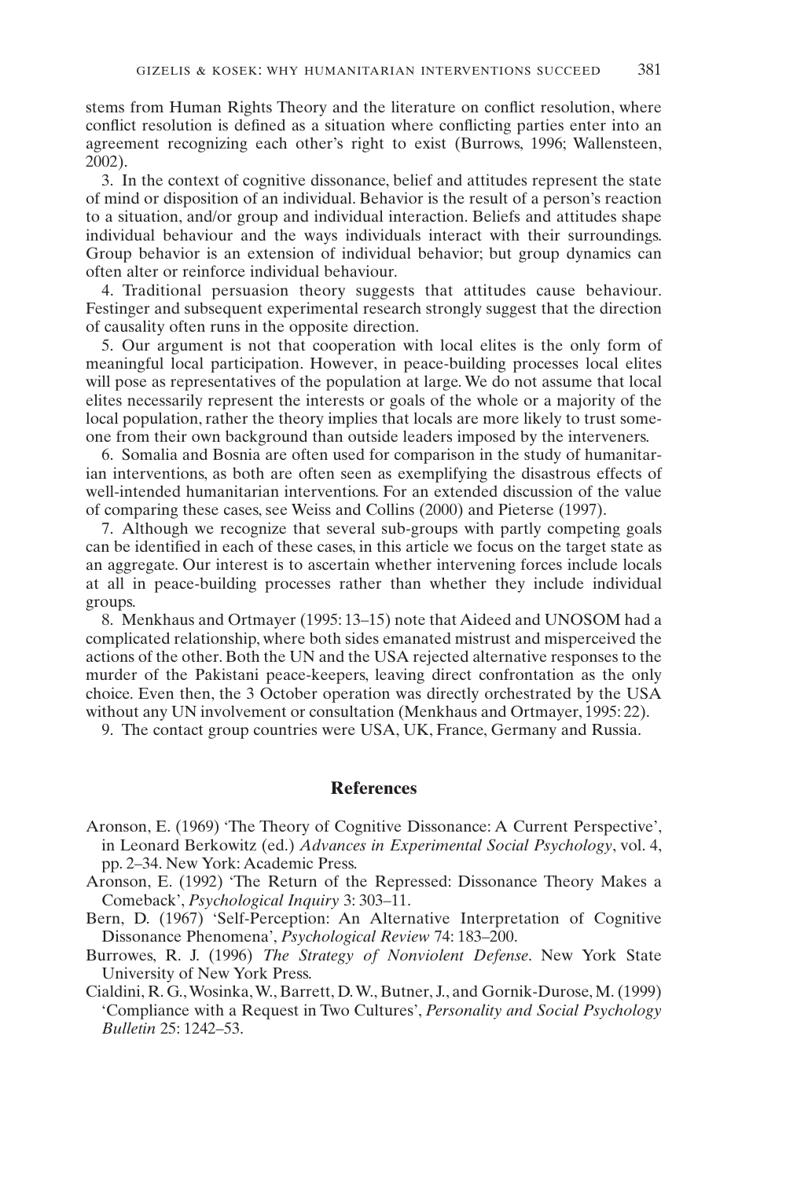stems from Human Rights Theory and the literature on conflict resolution, where conflict resolution is defined as a situation where conflicting parties enter into an agreement recognizing each other's right to exist (Burrows, 1996; Wallensteen, 2002).

3. In the context of cognitive dissonance, belief and attitudes represent the state of mind or disposition of an individual. Behavior is the result of a person's reaction to a situation, and/or group and individual interaction. Beliefs and attitudes shape individual behaviour and the ways individuals interact with their surroundings. Group behavior is an extension of individual behavior; but group dynamics can often alter or reinforce individual behaviour.

4. Traditional persuasion theory suggests that attitudes cause behaviour. Festinger and subsequent experimental research strongly suggest that the direction of causality often runs in the opposite direction.

5. Our argument is not that cooperation with local elites is the only form of meaningful local participation. However, in peace-building processes local elites will pose as representatives of the population at large. We do not assume that local elites necessarily represent the interests or goals of the whole or a majority of the local population, rather the theory implies that locals are more likely to trust someone from their own background than outside leaders imposed by the interveners.

6. Somalia and Bosnia are often used for comparison in the study of humanitarian interventions, as both are often seen as exemplifying the disastrous effects of well-intended humanitarian interventions. For an extended discussion of the value of comparing these cases, see Weiss and Collins (2000) and Pieterse (1997).

7. Although we recognize that several sub-groups with partly competing goals can be identified in each of these cases, in this article we focus on the target state as an aggregate. Our interest is to ascertain whether intervening forces include locals at all in peace-building processes rather than whether they include individual groups.

8. Menkhaus and Ortmayer (1995: 13–15) note that Aideed and UNOSOM had a complicated relationship, where both sides emanated mistrust and misperceived the actions of the other. Both the UN and the USA rejected alternative responses to the murder of the Pakistani peace-keepers, leaving direct confrontation as the only choice. Even then, the 3 October operation was directly orchestrated by the USA without any UN involvement or consultation (Menkhaus and Ortmayer, 1995: 22).

9. The contact group countries were USA, UK, France, Germany and Russia.

## References

Aronson, E. (1969) 'The Theory of Cognitive Dissonance: A Current Perspective', in Leonard Berkowitz (ed.) *Advances in Experimental Social Psychology*, vol. 4, pp. 2–34. New York: Academic Press.

Aronson, E. (1992) 'The Return of the Repressed: Dissonance Theory Makes a Comeback', *Psychological Inquiry* 3: 303–11.

Bern, D. (1967) 'Self-Perception: An Alternative Interpretation of Cognitive Dissonance Phenomena', *Psychological Review* 74: 183–200.

Burrowes, R. J. (1996) *The Strategy of Nonviolent Defense*. New York State University of New York Press.

Cialdini, R. G., Wosinka, W., Barrett, D. W., Butner, J., and Gornik-Durose, M. (1999) 'Compliance with a Request in Two Cultures', *Personality and Social Psychology Bulletin* 25: 1242–53.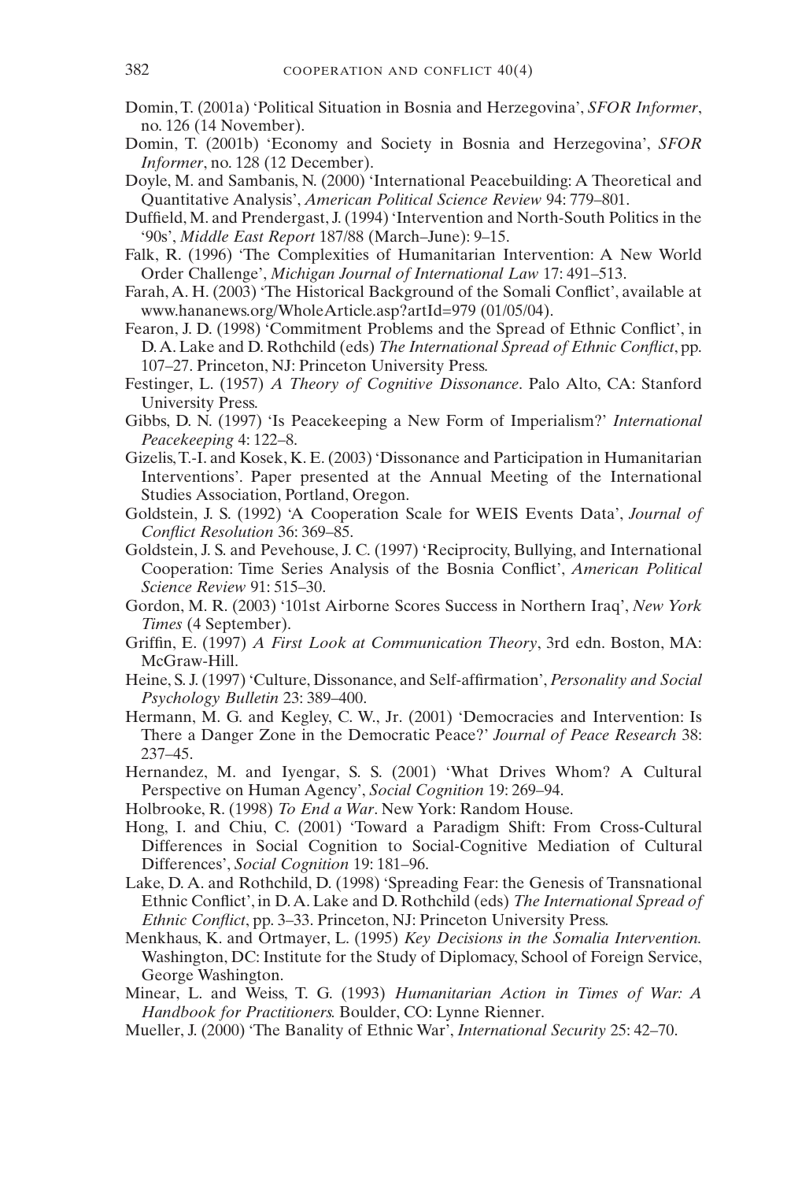Domin, T. (2001a) 'Political Situation in Bosnia and Herzegovina', *SFOR Informer*, no. 126 (14 November).

Domin, T. (2001b) 'Economy and Society in Bosnia and Herzegovina', *SFOR Informer*, no. 128 (12 December).

Doyle, M. and Sambanis, N. (2000) 'International Peacebuilding: A Theoretical and Quantitative Analysis', *American Political Science Review* 94: 779–801.

Duffield, M. and Prendergast, J. (1994) 'Intervention and North-South Politics in the '90s', *Middle East Report* 187/88 (March–June): 9–15.

Falk, R. (1996) 'The Complexities of Humanitarian Intervention: A New World Order Challenge', *Michigan Journal of International Law* 17: 491–513.

Farah, A. H. (2003) 'The Historical Background of the Somali Conflict', available at www.hananews.org/WholeArticle.asp?artId=979 (01/05/04).

Fearon, J. D. (1998) 'Commitment Problems and the Spread of Ethnic Conflict', in D. A. Lake and D. Rothchild (eds) *The International Spread of Ethnic Conflict*, pp. 107–27. Princeton, NJ: Princeton University Press.

Festinger, L. (1957) *A Theory of Cognitive Dissonance*. Palo Alto, CA: Stanford University Press.

Gibbs, D. N. (1997) 'Is Peacekeeping a New Form of Imperialism?' *International Peacekeeping* 4: 122–8.

Gizelis, T.-I. and Kosek, K. E. (2003) 'Dissonance and Participation in Humanitarian Interventions'. Paper presented at the Annual Meeting of the International Studies Association, Portland, Oregon.

Goldstein, J. S. (1992) 'A Cooperation Scale for WEIS Events Data', *Journal of Conflict Resolution* 36: 369–85.

Goldstein, J. S. and Pevehouse, J. C. (1997) 'Reciprocity, Bullying, and International Cooperation: Time Series Analysis of the Bosnia Conflict', *American Political Science Review* 91: 515–30.

Gordon, M. R. (2003) '101st Airborne Scores Success in Northern Iraq', *New York Times* (4 September).

Griffin, E. (1997) *A First Look at Communication Theory*, 3rd edn. Boston, MA: McGraw-Hill.

Heine, S. J. (1997) 'Culture, Dissonance, and Self-affirmation', *Personality and Social Psychology Bulletin* 23: 389–400.

Hermann, M. G. and Kegley, C. W., Jr. (2001) 'Democracies and Intervention: Is There a Danger Zone in the Democratic Peace?' *Journal of Peace Research* 38: 237–45.

Hernandez, M. and Iyengar, S. S. (2001) 'What Drives Whom? A Cultural Perspective on Human Agency', *Social Cognition* 19: 269–94.

Holbrooke, R. (1998) *To End a War*. New York: Random House.

Hong, I. and Chiu, C. (2001) 'Toward a Paradigm Shift: From Cross-Cultural Differences in Social Cognition to Social-Cognitive Mediation of Cultural Differences', *Social Cognition* 19: 181–96.

Lake, D. A. and Rothchild, D. (1998) 'Spreading Fear: the Genesis of Transnational Ethnic Conflict', in D. A. Lake and D. Rothchild (eds) *The International Spread of Ethnic Conflict*, pp. 3–33. Princeton, NJ: Princeton University Press.

Menkhaus, K. and Ortmayer, L. (1995) *Key Decisions in the Somalia Intervention.* Washington, DC: Institute for the Study of Diplomacy, School of Foreign Service, George Washington.

Minear, L. and Weiss, T. G. (1993) *Humanitarian Action in Times of War: A Handbook for Practitioners.* Boulder, CO: Lynne Rienner.

Mueller, J. (2000) 'The Banality of Ethnic War', *International Security* 25: 42–70.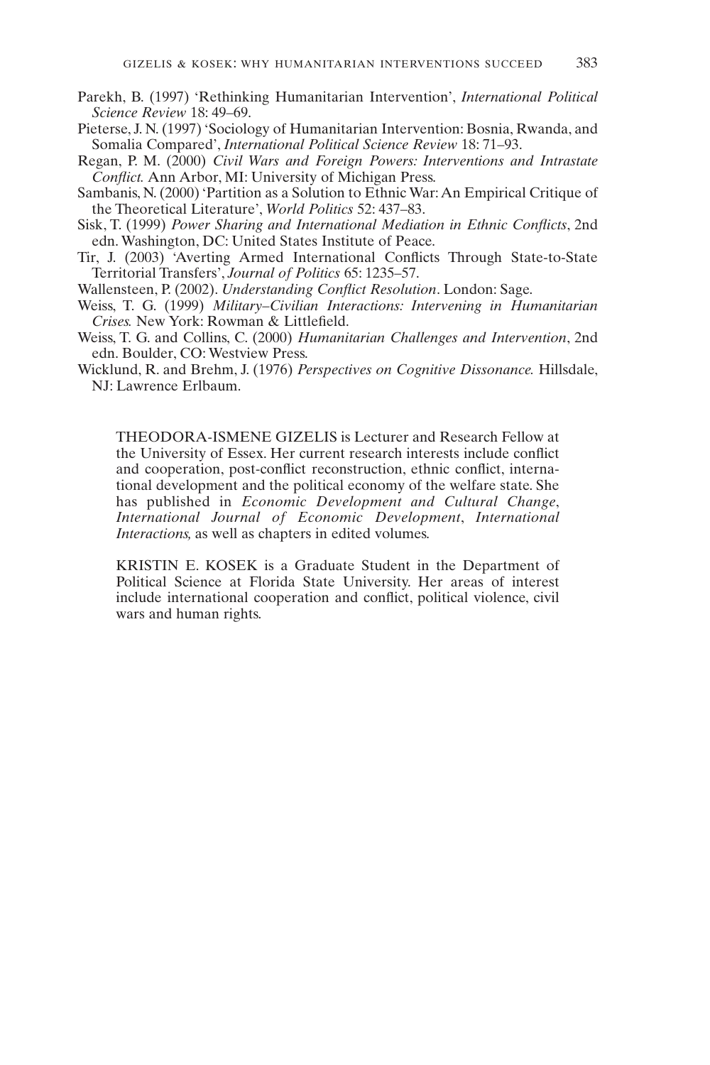Parekh, B. (1997) 'Rethinking Humanitarian Intervention', *International Political Science Review* 18: 49–69.

Pieterse, J. N. (1997) 'Sociology of Humanitarian Intervention: Bosnia, Rwanda, and Somalia Compared', *International Political Science Review* 18: 71–93.

Regan, P. M. (2000) *Civil Wars and Foreign Powers: Interventions and Intrastate Conflict.* Ann Arbor, MI: University of Michigan Press.

Sambanis, N. (2000) 'Partition as a Solution to Ethnic War: An Empirical Critique of the Theoretical Literature', *World Politics* 52: 437–83.

Sisk, T. (1999) *Power Sharing and International Mediation in Ethnic Conflicts*, 2nd edn. Washington, DC: United States Institute of Peace.

Tir, J. (2003) 'Averting Armed International Conflicts Through State-to-State Territorial Transfers', *Journal of Politics* 65: 1235–57.

Wallensteen, P. (2002). *Understanding Conflict Resolution*. London: Sage.

Weiss, T. G. (1999) *Military–Civilian Interactions: Intervening in Humanitarian Crises.* New York: Rowman & Littlefield.

Weiss, T. G. and Collins, C. (2000) *Humanitarian Challenges and Intervention*, 2nd edn. Boulder, CO: Westview Press.

Wicklund, R. and Brehm, J. (1976) *Perspectives on Cognitive Dissonance.* Hillsdale, NJ: Lawrence Erlbaum.

THEODORA-ISMENE GIZELIS is Lecturer and Research Fellow at the University of Essex. Her current research interests include conflict and cooperation, post-conflict reconstruction, ethnic conflict, international development and the political economy of the welfare state. She has published in *Economic Development and Cultural Change*, *International Journal of Economic Development*, *International Interactions,* as well as chapters in edited volumes.

KRISTIN E. KOSEK is a Graduate Student in the Department of Political Science at Florida State University. Her areas of interest include international cooperation and conflict, political violence, civil wars and human rights.